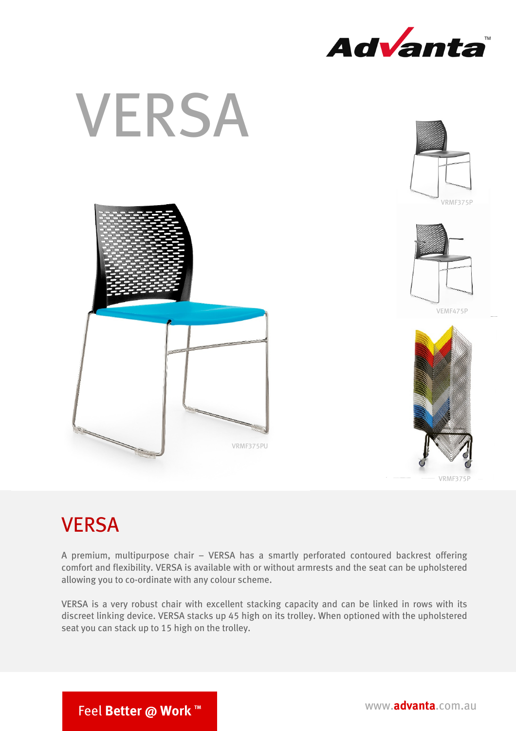Advanta™

# VERSA

VRMF375P

VEMF475P

VRMF375PU

VRMF375P

## VERSA

A premium, multipurpose chair – VERSA has a smartly perforated contoured backrest offering comfort and flexibility. VERSA is available with or without armrests and the seat can be upholstered allowing you to co-ordinate with any colour scheme.

VERSA is a very robust chair with excellent stacking capacity and can be linked in rows with its discreet linking device. VERSA stacks up 45 high on its trolley. When optioned with the upholstered seat you can stack up to 15 high on the trolley.

Feel **Better @ Work** ™

www.**advanta**.com.au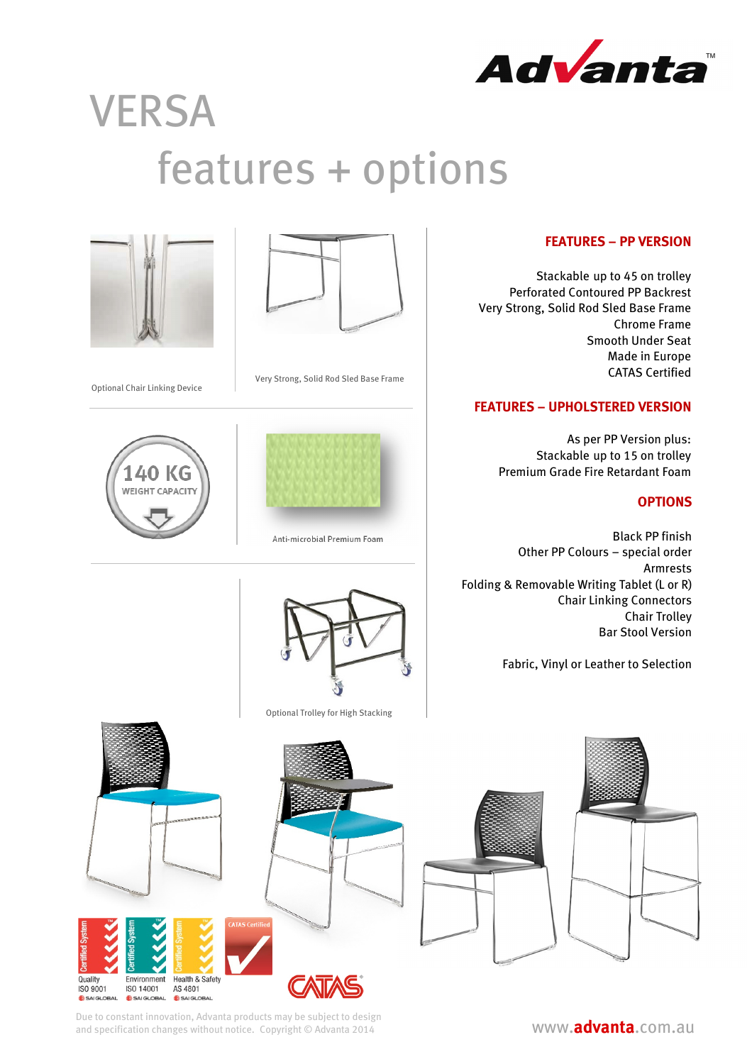# VERSA

## features + options

Optional Chair Linking Device

Very Strong, Solid Rod Sled Base Frame

140 KG
WEIGHT CAPACITY

Anti-microbial Premium Foam

Optional Trolley for High Stacking

### FEATURES – PP VERSION

Stackable up to 45 on trolley
Perforated Contoured PP Backrest
Very Strong, Solid Rod Sled Base Frame
Chrome Frame
Smooth Under Seat
Made in Europe
CATAS Certified

### FEATURES – UPHOLSTERED VERSION

As per PP Version plus:
Stackable up to 15 on trolley
Premium Grade Fire Retardant Foam

### OPTIONS

Black PP finish
Other PP Colours – special order
Armrests
Folding & Removable Writing Tablet (L or R)
Chair Linking Connectors
Chair Trolley
Bar Stool Version

Fabric, Vinyl or Leather to Selection

Certified System Quality ISO 9001 SAI GLOBAL
Certified System Environment ISO 14001 SAI GLOBAL
Certified System Health & Safety AS 4801 SAI GLOBAL
CATAS Certified
CATAS

Due to constant innovation, Advanta products may be subject to design and specification changes without notice. Copyright © Advanta 2014

www.advanta.com.au